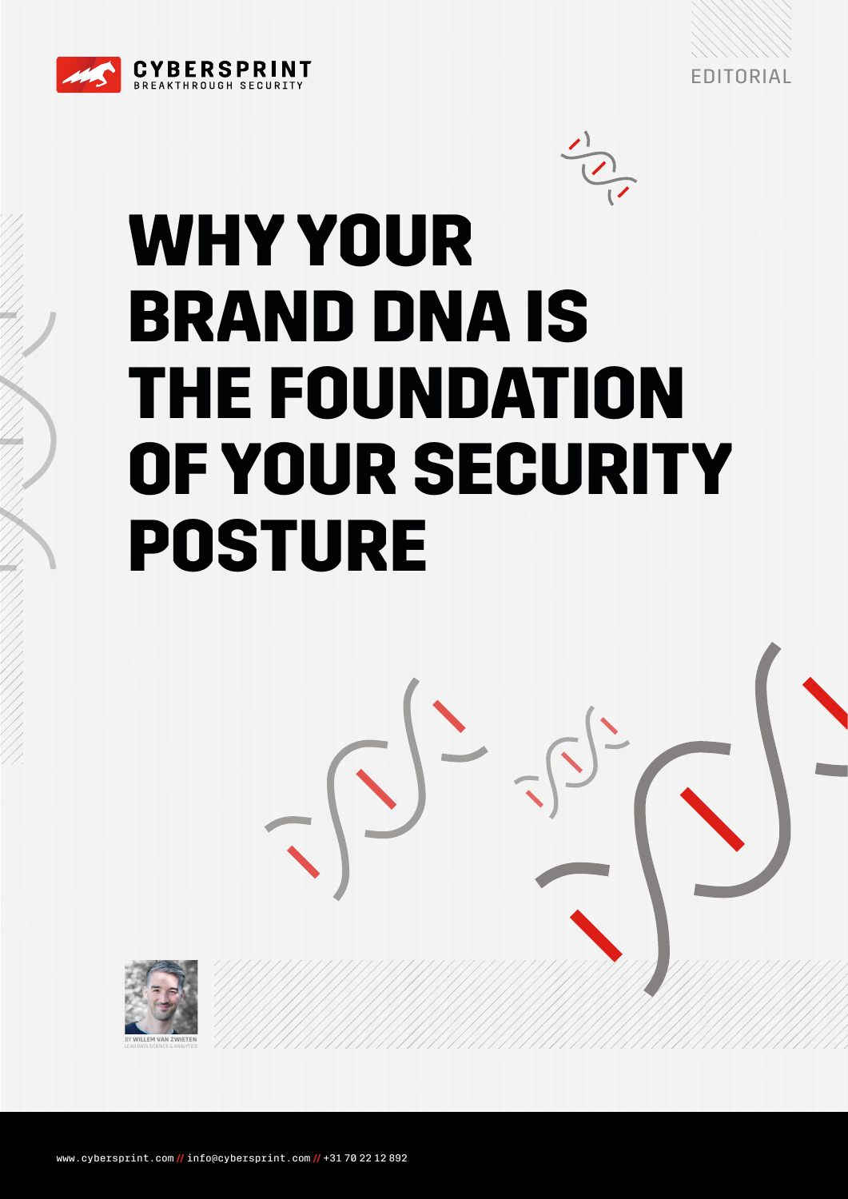CYBERSPRINT
BREAKTHROUGH SECURITY

EDITORIAL

# WHY YOUR BRAND DNA IS THE FOUNDATION OF YOUR SECURITY POSTURE

BY **WILLEM VAN ZWIETEN**
LEAD DATA SCIENCE & ANALYTICS

www.cybersprint.com // info@cybersprint.com // +31 70 22 12 892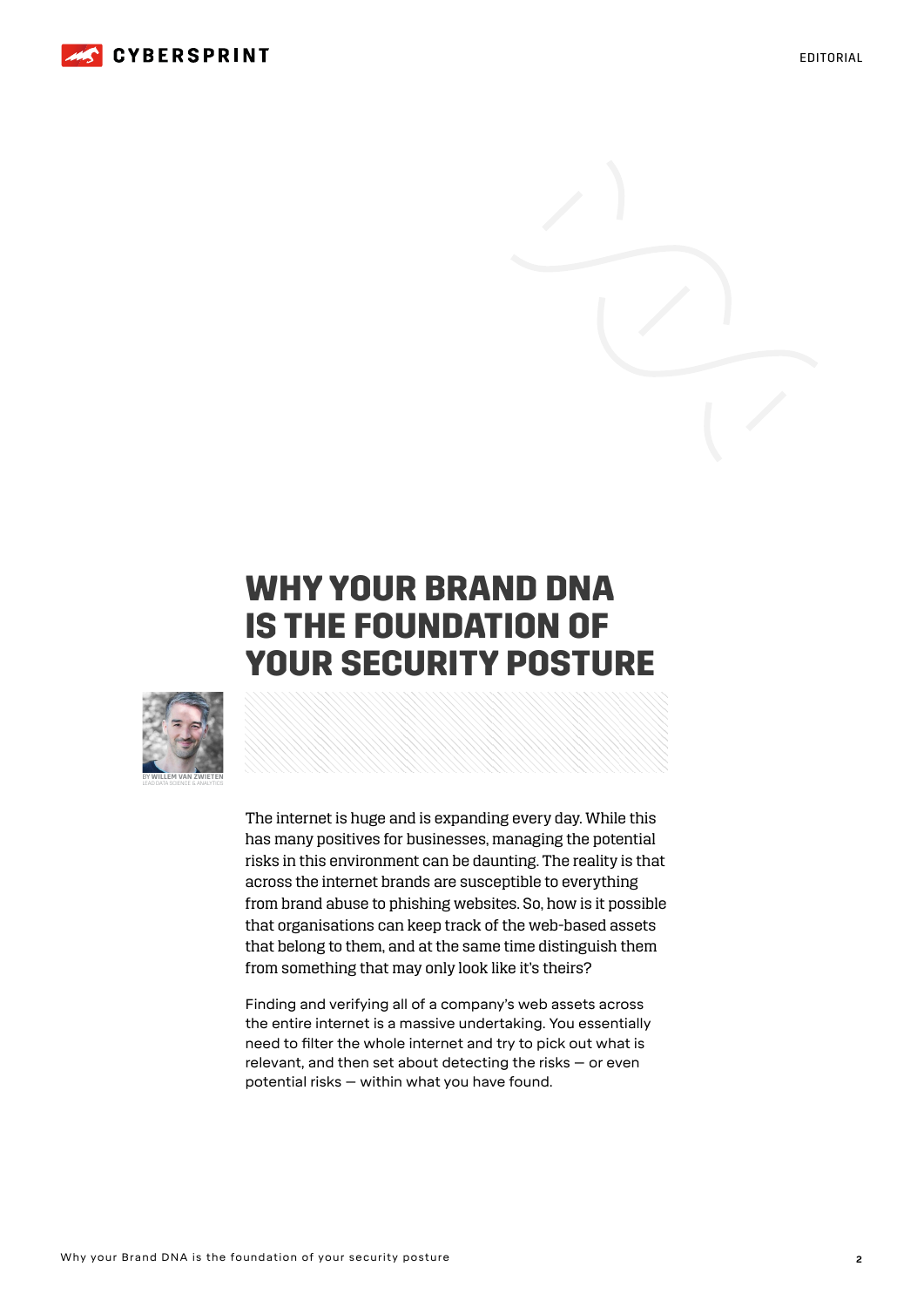# WHY YOUR BRAND DNA IS THE FOUNDATION OF YOUR SECURITY POSTURE

BY WILLEM VAN ZWIETEN
LEAD DATA SCIENCE & ANALYTICS

The internet is huge and is expanding every day. While this has many positives for businesses, managing the potential risks in this environment can be daunting. The reality is that across the internet brands are susceptible to everything from brand abuse to phishing websites. So, how is it possible that organisations can keep track of the web-based assets that belong to them, and at the same time distinguish them from something that may only look like it's theirs?

Finding and verifying all of a company's web assets across the entire internet is a massive undertaking. You essentially need to filter the whole internet and try to pick out what is relevant, and then set about detecting the risks — or even potential risks — within what you have found.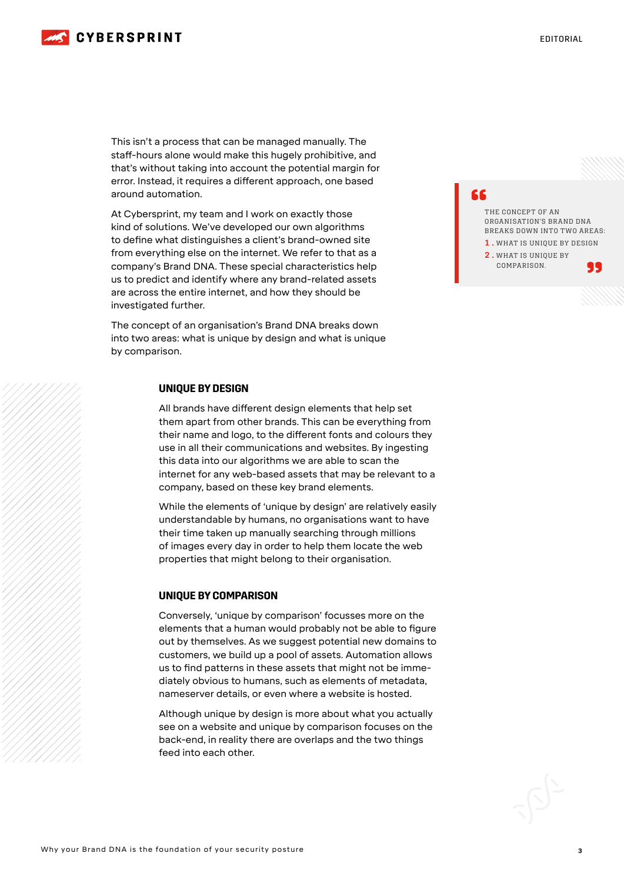This isn't a process that can be managed manually. The staff-hours alone would make this hugely prohibitive, and that's without taking into account the potential margin for error. Instead, it requires a different approach, one based around automation.

At Cybersprint, my team and I work on exactly those kind of solutions. We've developed our own algorithms to define what distinguishes a client's brand-owned site from everything else on the internet. We refer to that as a company's Brand DNA. These special characteristics help us to predict and identify where any brand-related assets are across the entire internet, and how they should be investigated further.

The concept of an organisation's Brand DNA breaks down into two areas: what is unique by design and what is unique by comparison.

> THE CONCEPT OF AN ORGANISATION'S BRAND DNA BREAKS DOWN INTO TWO AREAS:
> 1. WHAT IS UNIQUE BY DESIGN
> 2. WHAT IS UNIQUE BY COMPARISON.

## UNIQUE BY DESIGN

All brands have different design elements that help set them apart from other brands. This can be everything from their name and logo, to the different fonts and colours they use in all their communications and websites. By ingesting this data into our algorithms we are able to scan the internet for any web-based assets that may be relevant to a company, based on these key brand elements.

While the elements of 'unique by design' are relatively easily understandable by humans, no organisations want to have their time taken up manually searching through millions of images every day in order to help them locate the web properties that might belong to their organisation.

## UNIQUE BY COMPARISON

Conversely, 'unique by comparison' focusses more on the elements that a human would probably not be able to figure out by themselves. As we suggest potential new domains to customers, we build up a pool of assets. Automation allows us to find patterns in these assets that might not be immediately obvious to humans, such as elements of metadata, nameserver details, or even where a website is hosted.

Although unique by design is more about what you actually see on a website and unique by comparison focuses on the back-end, in reality there are overlaps and the two things feed into each other.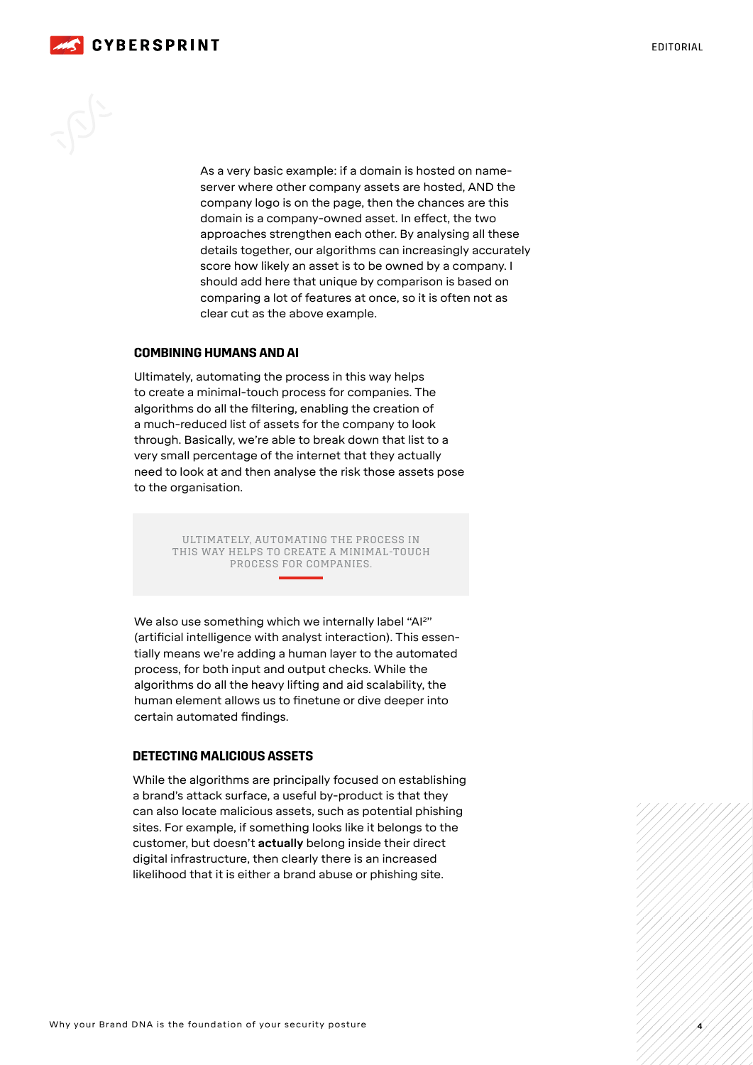As a very basic example: if a domain is hosted on name-server where other company assets are hosted, AND the company logo is on the page, then the chances are this domain is a company-owned asset. In effect, the two approaches strengthen each other. By analysing all these details together, our algorithms can increasingly accurately score how likely an asset is to be owned by a company. I should add here that unique by comparison is based on comparing a lot of features at once, so it is often not as clear cut as the above example.

## COMBINING HUMANS AND AI

Ultimately, automating the process in this way helps to create a minimal-touch process for companies. The algorithms do all the filtering, enabling the creation of a much-reduced list of assets for the company to look through. Basically, we're able to break down that list to a very small percentage of the internet that they actually need to look at and then analyse the risk those assets pose to the organisation.

> ULTIMATELY, AUTOMATING THE PROCESS IN THIS WAY HELPS TO CREATE A MINIMAL-TOUCH PROCESS FOR COMPANIES.

We also use something which we internally label "AI$^2$" (artificial intelligence with analyst interaction). This essentially means we're adding a human layer to the automated process, for both input and output checks. While the algorithms do all the heavy lifting and aid scalability, the human element allows us to finetune or dive deeper into certain automated findings.

## DETECTING MALICIOUS ASSETS

While the algorithms are principally focused on establishing a brand's attack surface, a useful by-product is that they can also locate malicious assets, such as potential phishing sites. For example, if something looks like it belongs to the customer, but doesn't **actually** belong inside their direct digital infrastructure, then clearly there is an increased likelihood that it is either a brand abuse or phishing site.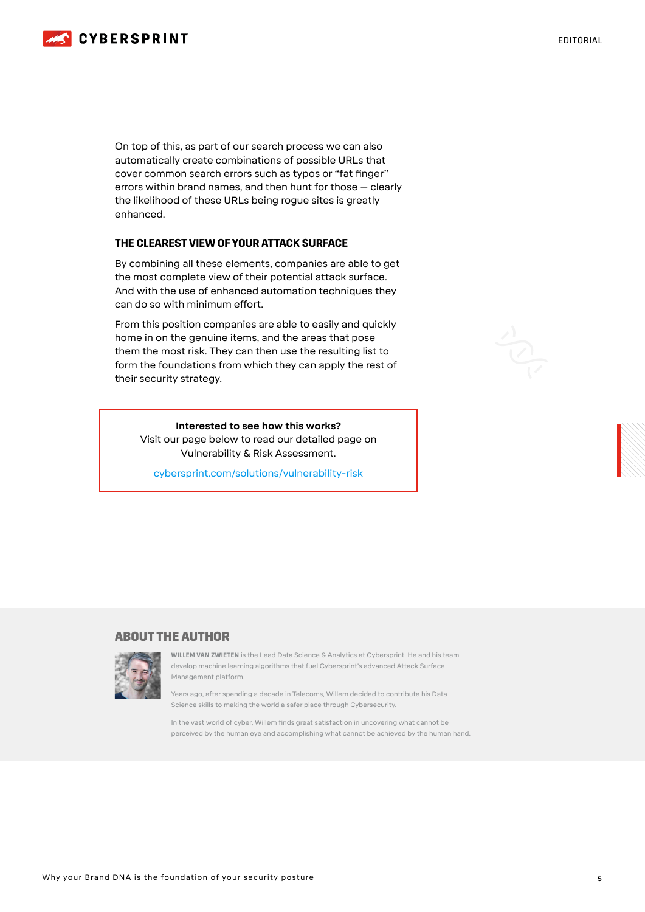On top of this, as part of our search process we can also automatically create combinations of possible URLs that cover common search errors such as typos or "fat finger" errors within brand names, and then hunt for those – clearly the likelihood of these URLs being rogue sites is greatly enhanced.

## THE CLEAREST VIEW OF YOUR ATTACK SURFACE

By combining all these elements, companies are able to get the most complete view of their potential attack surface. And with the use of enhanced automation techniques they can do so with minimum effort.

From this position companies are able to easily and quickly home in on the genuine items, and the areas that pose them the most risk. They can then use the resulting list to form the foundations from which they can apply the rest of their security strategy.

**Interested to see how this works?**
Visit our page below to read our detailed page on Vulnerability & Risk Assessment.

cybersprint.com/solutions/vulnerability-risk

## ABOUT THE AUTHOR

**WILLEM VAN ZWIETEN** is the Lead Data Science & Analytics at Cybersprint. He and his team develop machine learning algorithms that fuel Cybersprint's advanced Attack Surface Management platform.

Years ago, after spending a decade in Telecoms, Willem decided to contribute his Data Science skills to making the world a safer place through Cybersecurity.

In the vast world of cyber, Willem finds great satisfaction in uncovering what cannot be perceived by the human eye and accomplishing what cannot be achieved by the human hand.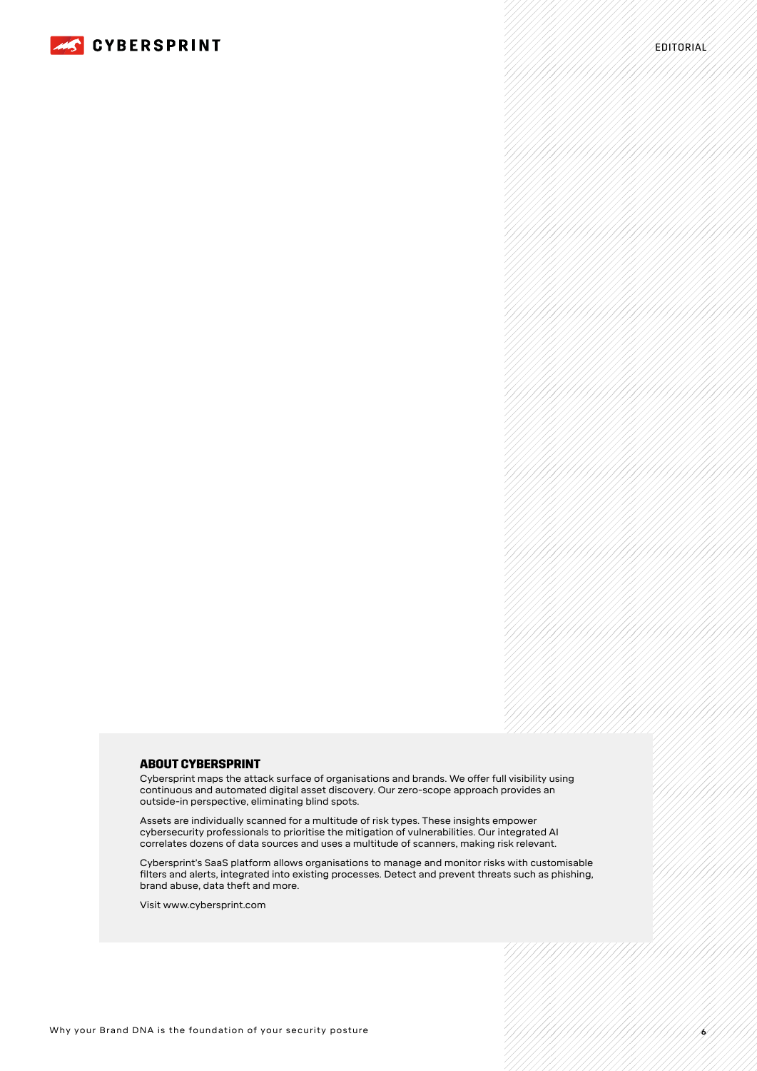## ABOUT CYBERSPRINT

Cybersprint maps the attack surface of organisations and brands. We offer full visibility using continuous and automated digital asset discovery. Our zero-scope approach provides an outside-in perspective, eliminating blind spots.

Assets are individually scanned for a multitude of risk types. These insights empower cybersecurity professionals to prioritise the mitigation of vulnerabilities. Our integrated AI correlates dozens of data sources and uses a multitude of scanners, making risk relevant.

Cybersprint's SaaS platform allows organisations to manage and monitor risks with customisable filters and alerts, integrated into existing processes. Detect and prevent threats such as phishing, brand abuse, data theft and more.

Visit www.cybersprint.com